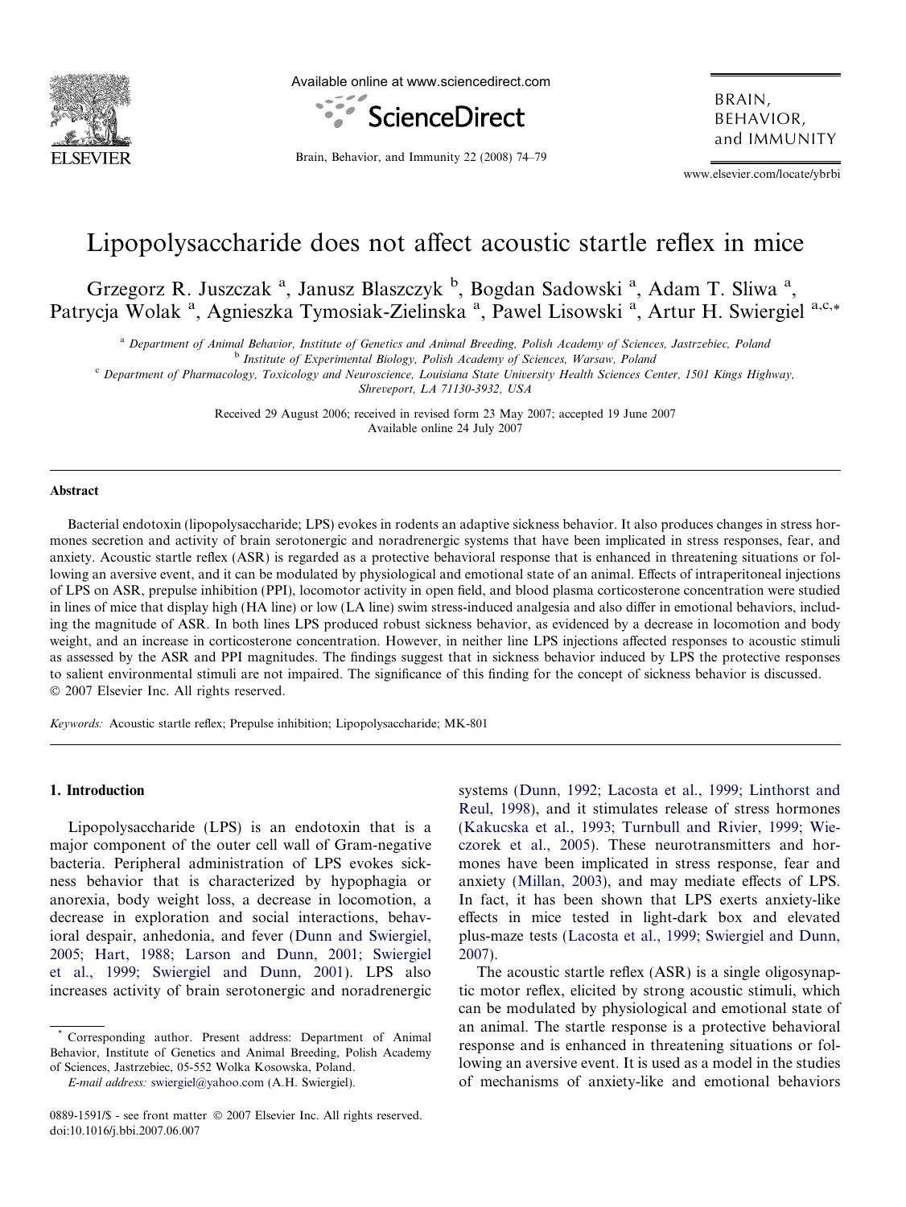# Lipopolysaccharide does not affect acoustic startle reflex in mice

Grzegorz R. Juszczak [a], Janusz Blaszczyk [b], Bogdan Sadowski [a], Adam T. Sliwa [a], Patrycja Wolak [a], Agnieszka Tymosiak-Zielinska [a], Pawel Lisowski [a], Artur H. Swiergiel [a,c,*]

[a] Department of Animal Behavior, Institute of Genetics and Animal Breeding, Polish Academy of Sciences, Jastrzebiec, Poland
[b] Institute of Experimental Biology, Polish Academy of Sciences, Warsaw, Poland
[c] Department of Pharmacology, Toxicology and Neuroscience, Louisiana State University Health Sciences Center, 1501 Kings Highway, Shreveport, LA 71130-3932, USA

Received 29 August 2006; received in revised form 23 May 2007; accepted 19 June 2007
Available online 24 July 2007

## Abstract

Bacterial endotoxin (lipopolysaccharide; LPS) evokes in rodents an adaptive sickness behavior. It also produces changes in stress hormones secretion and activity of brain serotonergic and noradrenergic systems that have been implicated in stress responses, fear, and anxiety. Acoustic startle reflex (ASR) is regarded as a protective behavioral response that is enhanced in threatening situations or following an aversive event, and it can be modulated by physiological and emotional state of an animal. Effects of intraperitoneal injections of LPS on ASR, prepulse inhibition (PPI), locomotor activity in open field, and blood plasma corticosterone concentration were studied in lines of mice that display high (HA line) or low (LA line) swim stress-induced analgesia and also differ in emotional behaviors, including the magnitude of ASR. In both lines LPS produced robust sickness behavior, as evidenced by a decrease in locomotion and body weight, and an increase in corticosterone concentration. However, in neither line LPS injections affected responses to acoustic stimuli as assessed by the ASR and PPI magnitudes. The findings suggest that in sickness behavior induced by LPS the protective responses to salient environmental stimuli are not impaired. The significance of this finding for the concept of sickness behavior is discussed.
© 2007 Elsevier Inc. All rights reserved.

*Keywords:* Acoustic startle reflex; Prepulse inhibition; Lipopolysaccharide; MK-801

## 1. Introduction

Lipopolysaccharide (LPS) is an endotoxin that is a major component of the outer cell wall of Gram-negative bacteria. Peripheral administration of LPS evokes sickness behavior that is characterized by hypophagia or anorexia, body weight loss, a decrease in locomotion, a decrease in exploration and social interactions, behavioral despair, anhedonia, and fever (Dunn and Swiergiel, 2005; Hart, 1988; Larson and Dunn, 2001; Swiergiel et al., 1999; Swiergiel and Dunn, 2001). LPS also increases activity of brain serotonergic and noradrenergic systems (Dunn, 1992; Lacosta et al., 1999; Linthorst and Reul, 1998), and it stimulates release of stress hormones (Kakucska et al., 1993; Turnbull and Rivier, 1999; Wieczorek et al., 2005). These neurotransmitters and hormones have been implicated in stress response, fear and anxiety (Millan, 2003), and may mediate effects of LPS. In fact, it has been shown that LPS exerts anxiety-like effects in mice tested in light-dark box and elevated plus-maze tests (Lacosta et al., 1999; Swiergiel and Dunn, 2007).

The acoustic startle reflex (ASR) is a single oligosynaptic motor reflex, elicited by strong acoustic stimuli, which can be modulated by physiological and emotional state of an animal. The startle response is a protective behavioral response and is enhanced in threatening situations or following an aversive event. It is used as a model in the studies of mechanisms of anxiety-like and emotional behaviors

\* Corresponding author. Present address: Department of Animal Behavior, Institute of Genetics and Animal Breeding, Polish Academy of Sciences, Jastrzebiec, 05-552 Wolka Kosowska, Poland.
*E-mail address:* swiergiel@yahoo.com (A.H. Swiergiel).

0889-1591/$ - see front matter © 2007 Elsevier Inc. All rights reserved.
doi:10.1016/j.bbi.2007.06.007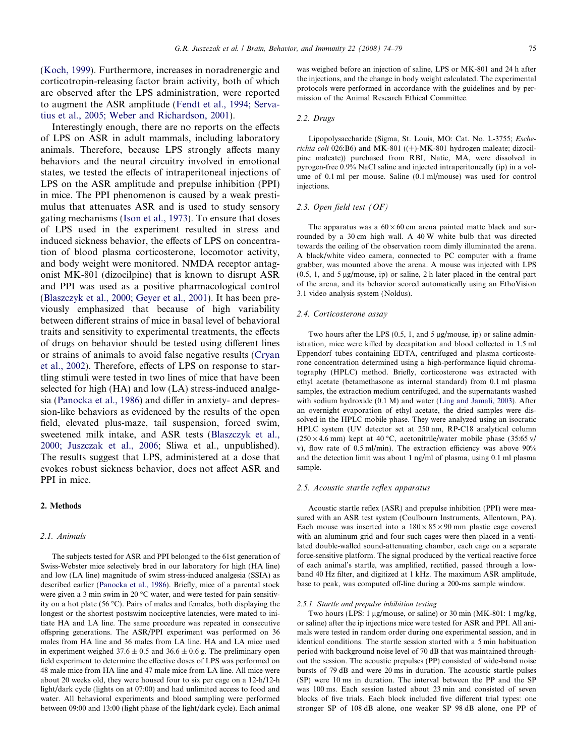(Koch, 1999). Furthermore, increases in noradrenergic and corticotropin-releasing factor brain activity, both of which are observed after the LPS administration, were reported to augment the ASR amplitude (Fendt et al., 1994; Servatius et al., 2005; Weber and Richardson, 2001).

Interestingly enough, there are no reports on the effects of LPS on ASR in adult mammals, including laboratory animals. Therefore, because LPS strongly affects many behaviors and the neural circuitry involved in emotional states, we tested the effects of intraperitoneal injections of LPS on the ASR amplitude and prepulse inhibition (PPI) in mice. The PPI phenomenon is caused by a weak prestimulus that attenuates ASR and is used to study sensory gating mechanisms (Ison et al., 1973). To ensure that doses of LPS used in the experiment resulted in stress and induced sickness behavior, the effects of LPS on concentration of blood plasma corticosterone, locomotor activity, and body weight were monitored. NMDA receptor antagonist MK-801 (dizocilpine) that is known to disrupt ASR and PPI was used as a positive pharmacological control (Blaszczyk et al., 2000; Geyer et al., 2001). It has been previously emphasized that because of high variability between different strains of mice in basal level of behavioral traits and sensitivity to experimental treatments, the effects of drugs on behavior should be tested using different lines or strains of animals to avoid false negative results (Cryan et al., 2002). Therefore, effects of LPS on response to startling stimuli were tested in two lines of mice that have been selected for high (HA) and low (LA) stress-induced analgesia (Panocka et al., 1986) and differ in anxiety- and depression-like behaviors as evidenced by the results of the open field, elevated plus-maze, tail suspension, forced swim, sweetened milk intake, and ASR tests (Blaszczyk et al., 2000; Juszczak et al., 2006; Sliwa et al., unpublished). The results suggest that LPS, administered at a dose that evokes robust sickness behavior, does not affect ASR and PPI in mice.

## 2. Methods

### 2.1. Animals

The subjects tested for ASR and PPI belonged to the 61st generation of Swiss-Webster mice selectively bred in our laboratory for high (HA line) and low (LA line) magnitude of swim stress-induced analgesia (SSIA) as described earlier (Panocka et al., 1986). Briefly, mice of a parental stock were given a 3 min swim in 20 °C water, and were tested for pain sensitivity on a hot plate (56 °C). Pairs of males and females, both displaying the longest or the shortest postswim nociceptive latencies, were mated to initiate HA and LA line. The same procedure was repeated in consecutive offspring generations. The ASR/PPI experiment was performed on 36 males from HA line and 36 males from LA line. HA and LA mice used in experiment weighed $37.6 \pm 0.5$ and $36.6 \pm 0.6$ g. The preliminary open field experiment to determine the effective doses of LPS was performed on 48 male mice from HA line and 47 male mice from LA line. All mice were about 20 weeks old, they were housed four to six per cage on a 12-h/12-h light/dark cycle (lights on at 07:00) and had unlimited access to food and water. All behavioral experiments and blood sampling were performed between 09:00 and 13:00 (light phase of the light/dark cycle). Each animal was weighed before an injection of saline, LPS or MK-801 and 24 h after the injections, and the change in body weight calculated. The experimental protocols were performed in accordance with the guidelines and by permission of the Animal Research Ethical Committee.

### 2.2. Drugs

Lipopolysaccharide (Sigma, St. Louis, MO: Cat. No. L-3755; *Escherichia coli* 026:B6) and MK-801 ((+)-MK-801 hydrogen maleate; dizocilpine maleate)) purchased from RBI, Natic, MA, were dissolved in pyrogen-free 0.9% NaCl saline and injected intraperitoneally (ip) in a volume of 0.1 ml per mouse. Saline (0.1 ml/mouse) was used for control injections.

### 2.3. Open field test (OF)

The apparatus was a $60 \times 60$ cm arena painted matte black and surrounded by a 30 cm high wall. A 40 W white bulb that was directed towards the ceiling of the observation room dimly illuminated the arena. A black/white video camera, connected to PC computer with a frame grabber, was mounted above the arena. A mouse was injected with LPS (0.5, 1, and 5 μg/mouse, ip) or saline, 2 h later placed in the central part of the arena, and its behavior scored automatically using an EthoVision 3.1 video analysis system (Noldus).

### 2.4. Corticosterone assay

Two hours after the LPS (0.5, 1, and 5 μg/mouse, ip) or saline administration, mice were killed by decapitation and blood collected in 1.5 ml Eppendorf tubes containing EDTA, centrifuged and plasma corticosterone concentration determined using a high-performance liquid chromatography (HPLC) method. Briefly, corticosterone was extracted with ethyl acetate (betamethasone as internal standard) from 0.1 ml plasma samples, the extraction medium centrifuged, and the supernatants washed with sodium hydroxide (0.1 M) and water (Ling and Jamali, 2003). After an overnight evaporation of ethyl acetate, the dried samples were dissolved in the HPLC mobile phase. They were analyzed using an isocratic HPLC system (UV detector set at 250 nm, RP-C18 analytical column ($250 \times 4.6$ mm) kept at 40 °C, acetonitrile/water mobile phase (35:65 v/v), flow rate of 0.5 ml/min). The extraction efficiency was above 90% and the detection limit was about 1 ng/ml of plasma, using 0.1 ml plasma sample.

### 2.5. Acoustic startle reflex apparatus

Acoustic startle reflex (ASR) and prepulse inhibition (PPI) were measured with an ASR test system (Coulbourn Instruments, Allentown, PA). Each mouse was inserted into a $180 \times 85 \times 90$ mm plastic cage covered with an aluminum grid and four such cages were then placed in a ventilated double-walled sound-attenuating chamber, each cage on a separate force-sensitive platform. The signal produced by the vertical reactive force of each animal's startle, was amplified, rectified, passed through a low-band 40 Hz filter, and digitized at 1 kHz. The maximum ASR amplitude, base to peak, was computed off-line during a 200-ms sample window.

#### 2.5.1. Startle and prepulse inhibition testing

Two hours (LPS: 1 μg/mouse, or saline) or 30 min (MK-801: 1 mg/kg, or saline) after the ip injections mice were tested for ASR and PPI. All animals were tested in random order during one experimental session, and in identical conditions. The startle session started with a 5 min habituation period with background noise level of 70 dB that was maintained throughout the session. The acoustic prepulses (PP) consisted of wide-band noise bursts of 79 dB and were 20 ms in duration. The acoustic startle pulses (SP) were 10 ms in duration. The interval between the PP and the SP was 100 ms. Each session lasted about 23 min and consisted of seven blocks of five trials. Each block included five different trial types: one stronger SP of 108 dB alone, one weaker SP 98 dB alone, one PP of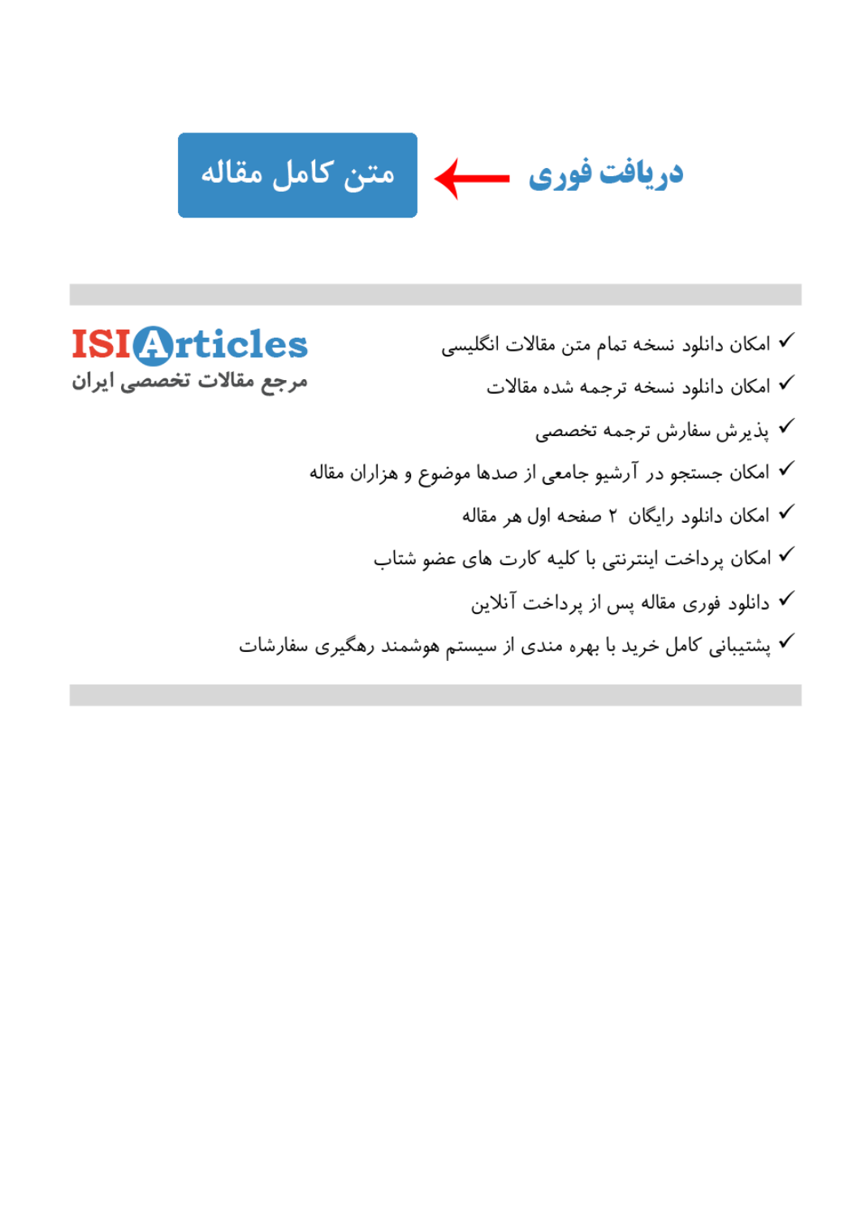دریافت فوری ← متن کامل مقاله

ISIArticles
مرجع مقالات تخصصی ایران

- ✓ امکان دانلود نسخه تمام متن مقالات انگلیسی
- ✓ امکان دانلود نسخه ترجمه شده مقالات
- ✓ پذیرش سفارش ترجمه تخصصی
- ✓ امکان جستجو در آرشیو جامعی از صدها موضوع و هزاران مقاله
- ✓ امکان دانلود رایگان ۲ صفحه اول هر مقاله
- ✓ امکان پرداخت اینترنتی با کلیه کارت های عضو شتاب
- ✓ دانلود فوری مقاله پس از پرداخت آنلاین
- ✓ پشتیبانی کامل خرید با بهره مندی از سیستم هوشمند رهگیری سفارشات